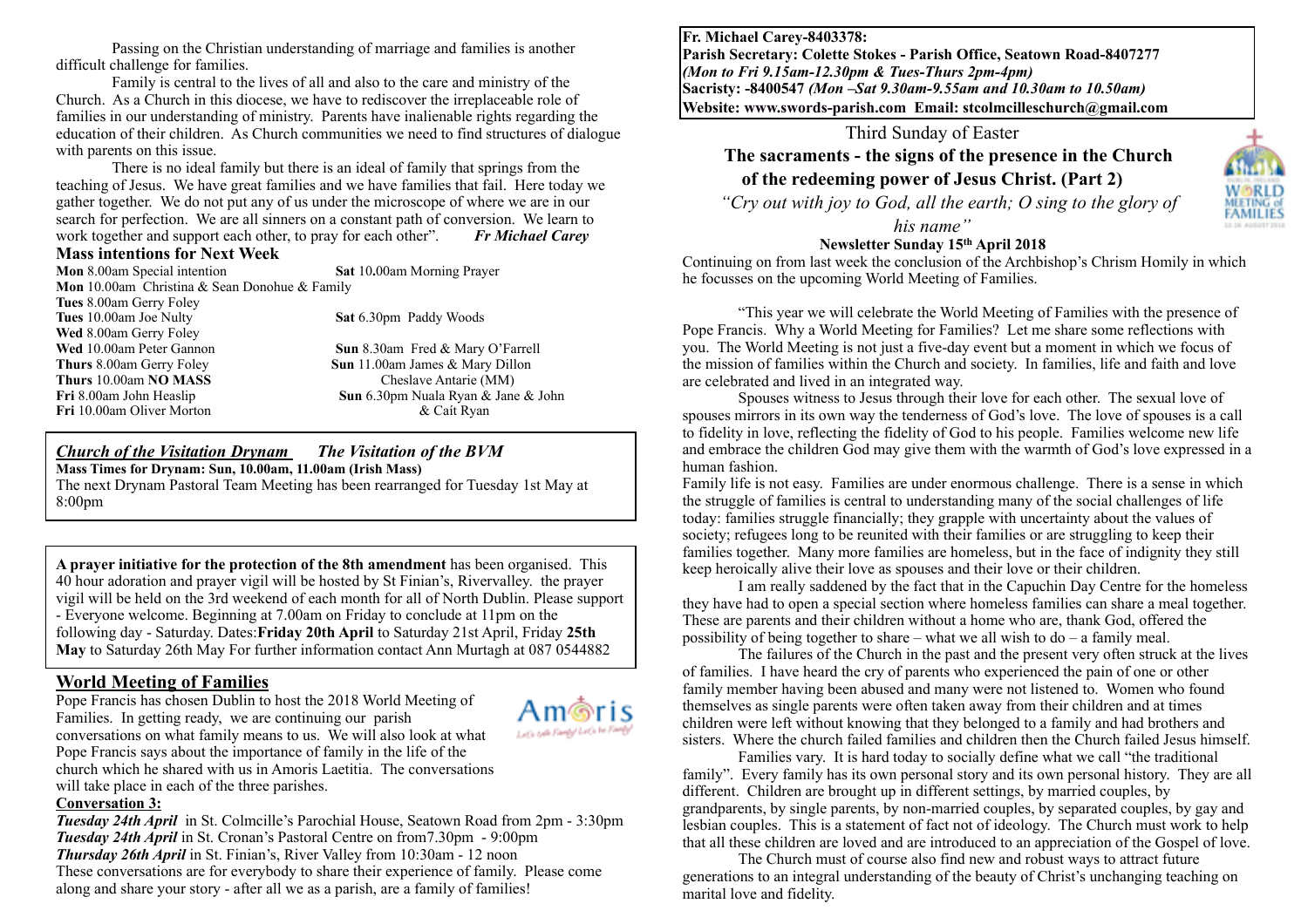Passing on the Christian understanding of marriage and families is another difficult challenge for families.

Family is central to the lives of all and also to the care and ministry of the Church. As a Church in this diocese, we have to rediscover the irreplaceable role of families in our understanding of ministry. Parents have inalienable rights regarding the education of their children. As Church communities we need to find structures of dialogue with parents on this issue.

There is no ideal family but there is an ideal of family that springs from the teaching of Jesus. We have great families and we have families that fail. Here today we gather together. We do not put any of us under the microscope of where we are in our search for perfection. We are all sinners on a constant path of conversion. We learn to work together and support each other, to pray for each other". ***Fr Michael Carey***

### Mass intentions for Next Week

**Mon** 8.00am Special intention
**Mon** 10.00am Christina & Sean Donohue & Family
**Tues** 8.00am Gerry Foley
**Tues** 10.00am Joe Nulty
**Wed** 8.00am Gerry Foley
**Wed** 10.00am Peter Gannon
**Thurs** 8.00am Gerry Foley
**Thurs** 10.00am **NO MASS**
**Fri** 8.00am John Heaslip
**Fri** 10.00am Oliver Morton
**Sat** 10.00am Morning Prayer
**Sat** 6.30pm Paddy Woods
**Sun** 8.30am Fred & Mary O'Farrell
**Sun** 11.00am James & Mary Dillon
Cheslave Antarie (MM)
**Sun** 6.30pm Nuala Ryan & Jane & John & Cait Ryan

***Church of the Visitation Drynam*** ***The Visitation of the BVM***

**Mass Times for Drynam: Sun, 10.00am, 11.00am (Irish Mass)**

The next Drynam Pastoral Team Meeting has been rearranged for Tuesday 1st May at 8:00pm

**A prayer initiative for the protection of the 8th amendment** has been organised. This 40 hour adoration and prayer vigil will be hosted by St Finian's, Rivervalley. the prayer vigil will be held on the 3rd weekend of each month for all of North Dublin. Please support - Everyone welcome. Beginning at 7.00am on Friday to conclude at 11pm on the following day - Saturday. Dates:**Friday 20th April** to Saturday 21st April, Friday **25th May** to Saturday 26th May For further information contact Ann Murtagh at 087 0544882

## World Meeting of Families

Pope Francis has chosen Dublin to host the 2018 World Meeting of Families. In getting ready, we are continuing our parish conversations on what family means to us. We will also look at what Pope Francis says about the importance of family in the life of the church which he shared with us in Amoris Laetitia. The conversations will take place in each of the three parishes.

**Conversation 3:**

***Tuesday 24th April*** in St. Colmcille's Parochial House, Seatown Road from 2pm - 3:30pm
***Tuesday 24th April*** in St. Cronan's Pastoral Centre on from7.30pm - 9:00pm
***Thursday 26th April*** in St. Finian's, River Valley from 10:30am - 12 noon

These conversations are for everybody to share their experience of family. Please come along and share your story - after all we as a parish, are a family of families!

**Fr. Michael Carey-8403378:**
**Parish Secretary: Colette Stokes - Parish Office, Seatown Road-8407277**
***(Mon to Fri 9.15am-12.30pm & Tues-Thurs 2pm-4pm)***
**Sacristy: -8400547** ***(Mon –Sat 9.30am-9.55am and 10.30am to 10.50am)***
**Website: www.swords-parish.com Email: stcolmcilleschurch@gmail.com**

Third Sunday of Easter

## The sacraments - the signs of the presence in the Church of the redeeming power of Jesus Christ. (Part 2)

*"Cry out with joy to God, all the earth; O sing to the glory of his name"*

**Newsletter Sunday 15th April 2018**

Continuing on from last week the conclusion of the Archbishop's Chrism Homily in which he focusses on the upcoming World Meeting of Families.

"This year we will celebrate the World Meeting of Families with the presence of Pope Francis. Why a World Meeting for Families? Let me share some reflections with you. The World Meeting is not just a five-day event but a moment in which we focus of the mission of families within the Church and society. In families, life and faith and love are celebrated and lived in an integrated way.

Spouses witness to Jesus through their love for each other. The sexual love of spouses mirrors in its own way the tenderness of God's love. The love of spouses is a call to fidelity in love, reflecting the fidelity of God to his people. Families welcome new life and embrace the children God may give them with the warmth of God's love expressed in a human fashion.

Family life is not easy. Families are under enormous challenge. There is a sense in which the struggle of families is central to understanding many of the social challenges of life today: families struggle financially; they grapple with uncertainty about the values of society; refugees long to be reunited with their families or are struggling to keep their families together. Many more families are homeless, but in the face of indignity they still keep heroically alive their love as spouses and their love or their children.

I am really saddened by the fact that in the Capuchin Day Centre for the homeless they have had to open a special section where homeless families can share a meal together. These are parents and their children without a home who are, thank God, offered the possibility of being together to share – what we all wish to do – a family meal.

The failures of the Church in the past and the present very often struck at the lives of families. I have heard the cry of parents who experienced the pain of one or other family member having been abused and many were not listened to. Women who found themselves as single parents were often taken away from their children and at times children were left without knowing that they belonged to a family and had brothers and sisters. Where the church failed families and children then the Church failed Jesus himself.

Families vary. It is hard today to socially define what we call "the traditional family". Every family has its own personal story and its own personal history. They are all different. Children are brought up in different settings, by married couples, by grandparents, by single parents, by non-married couples, by separated couples, by gay and lesbian couples. This is a statement of fact not of ideology. The Church must work to help that all these children are loved and are introduced to an appreciation of the Gospel of love.

The Church must of course also find new and robust ways to attract future generations to an integral understanding of the beauty of Christ's unchanging teaching on marital love and fidelity.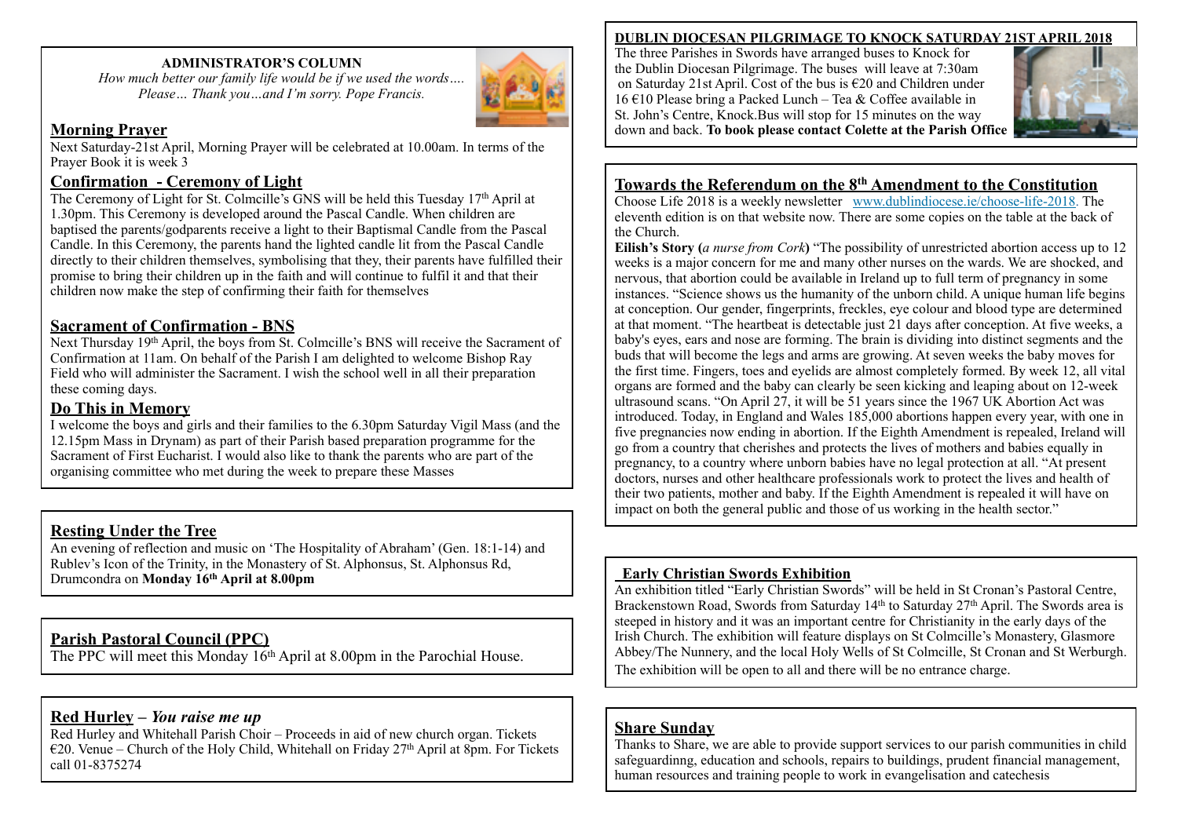**ADMINISTRATOR'S COLUMN**

*How much better our family life would be if we used the words…. Please… Thank you…and I'm sorry. Pope Francis.*

## Morning Prayer

Next Saturday-21st April, Morning Prayer will be celebrated at 10.00am. In terms of the Prayer Book it is week 3

## Confirmation - Ceremony of Light

The Ceremony of Light for St. Colmcille's GNS will be held this Tuesday 17th April at 1.30pm. This Ceremony is developed around the Pascal Candle. When children are baptised the parents/godparents receive a light to their Baptismal Candle from the Pascal Candle. In this Ceremony, the parents hand the lighted candle lit from the Pascal Candle directly to their children themselves, symbolising that they, their parents have fulfilled their promise to bring their children up in the faith and will continue to fulfil it and that their children now make the step of confirming their faith for themselves

## Sacrament of Confirmation - BNS

Next Thursday 19th April, the boys from St. Colmcille's BNS will receive the Sacrament of Confirmation at 11am. On behalf of the Parish I am delighted to welcome Bishop Ray Field who will administer the Sacrament. I wish the school well in all their preparation these coming days.

## Do This in Memory

I welcome the boys and girls and their families to the 6.30pm Saturday Vigil Mass (and the 12.15pm Mass in Drynam) as part of their Parish based preparation programme for the Sacrament of First Eucharist. I would also like to thank the parents who are part of the organising committee who met during the week to prepare these Masses

## Resting Under the Tree

An evening of reflection and music on 'The Hospitality of Abraham' (Gen. 18:1-14) and Rublev's Icon of the Trinity, in the Monastery of St. Alphonsus, St. Alphonsus Rd, Drumcondra on **Monday 16th April at 8.00pm**

## Parish Pastoral Council (PPC)

The PPC will meet this Monday 16th April at 8.00pm in the Parochial House.

## Red Hurley – *You raise me up*

Red Hurley and Whitehall Parish Choir – Proceeds in aid of new church organ. Tickets €20. Venue – Church of the Holy Child, Whitehall on Friday 27th April at 8pm. For Tickets call 01-8375274

## DUBLIN DIOCESAN PILGRIMAGE TO KNOCK SATURDAY 21ST APRIL 2018

The three Parishes in Swords have arranged buses to Knock for the Dublin Diocesan Pilgrimage. The buses will leave at 7:30am on Saturday 21st April. Cost of the bus is €20 and Children under 16 €10 Please bring a Packed Lunch – Tea & Coffee available in St. John's Centre, Knock.Bus will stop for 15 minutes on the way down and back. **To book please contact Colette at the Parish Office**

## Towards the Referendum on the 8th Amendment to the Constitution

Choose Life 2018 is a weekly newsletter www.dublindiocese.ie/choose-life-2018. The eleventh edition is on that website now. There are some copies on the table at the back of the Church.

**Eilish's Story (***a nurse from Cork***)** "The possibility of unrestricted abortion access up to 12 weeks is a major concern for me and many other nurses on the wards. We are shocked, and nervous, that abortion could be available in Ireland up to full term of pregnancy in some instances. "Science shows us the humanity of the unborn child. A unique human life begins at conception. Our gender, fingerprints, freckles, eye colour and blood type are determined at that moment. "The heartbeat is detectable just 21 days after conception. At five weeks, a baby's eyes, ears and nose are forming. The brain is dividing into distinct segments and the buds that will become the legs and arms are growing. At seven weeks the baby moves for the first time. Fingers, toes and eyelids are almost completely formed. By week 12, all vital organs are formed and the baby can clearly be seen kicking and leaping about on 12-week ultrasound scans. "On April 27, it will be 51 years since the 1967 UK Abortion Act was introduced. Today, in England and Wales 185,000 abortions happen every year, with one in five pregnancies now ending in abortion. If the Eighth Amendment is repealed, Ireland will go from a country that cherishes and protects the lives of mothers and babies equally in pregnancy, to a country where unborn babies have no legal protection at all. "At present doctors, nurses and other healthcare professionals work to protect the lives and health of their two patients, mother and baby. If the Eighth Amendment is repealed it will have on impact on both the general public and those of us working in the health sector."

## Early Christian Swords Exhibition

An exhibition titled "Early Christian Swords" will be held in St Cronan's Pastoral Centre, Brackenstown Road, Swords from Saturday 14th to Saturday 27th April. The Swords area is steeped in history and it was an important centre for Christianity in the early days of the Irish Church. The exhibition will feature displays on St Colmcille's Monastery, Glasmore Abbey/The Nunnery, and the local Holy Wells of St Colmcille, St Cronan and St Werburgh. The exhibition will be open to all and there will be no entrance charge.

## Share Sunday

Thanks to Share, we are able to provide support services to our parish communities in child safeguardinng, education and schools, repairs to buildings, prudent financial management, human resources and training people to work in evangelisation and catechesis